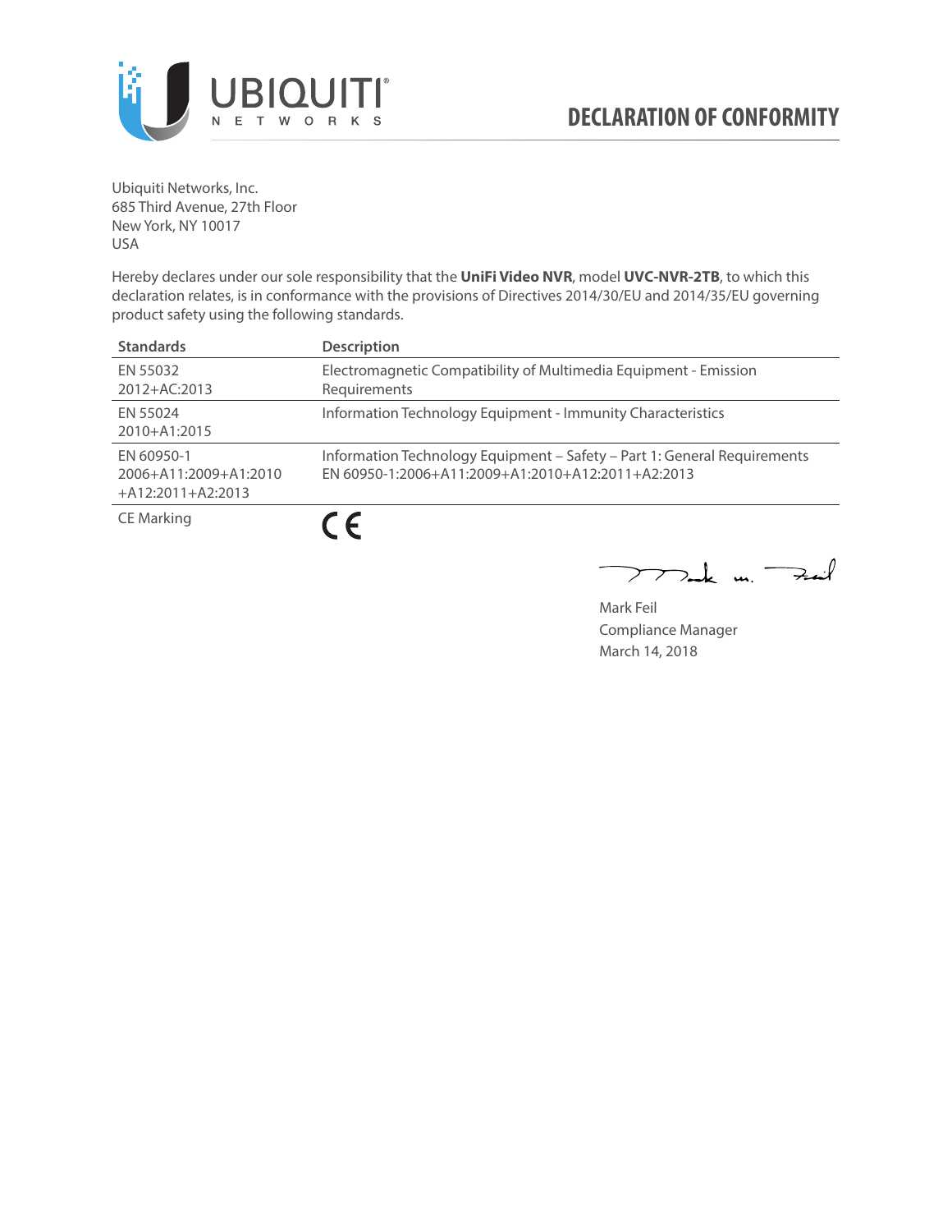# DECLARATION OF CONFORMITY

Ubiquiti Networks, Inc.
685 Third Avenue, 27th Floor
New York, NY 10017
USA

Hereby declares under our sole responsibility that the **UniFi Video NVR**, model **UVC-NVR-2TB**, to which this declaration relates, is in conformance with the provisions of Directives 2014/30/EU and 2014/35/EU governing product safety using the following standards.

| Standards | Description |
| --- | --- |
| EN 55032 2012+AC:2013 | Electromagnetic Compatibility of Multimedia Equipment - Emission Requirements |
| EN 55024 2010+A1:2015 | Information Technology Equipment - Immunity Characteristics |
| EN 60950-1 2006+A11:2009+A1:2010 +A12:2011+A2:2013 | Information Technology Equipment – Safety – Part 1: General Requirements EN 60950-1:2006+A11:2009+A1:2010+A12:2011+A2:2013 |
| CE Marking | CE |

Mark Feil
Compliance Manager
March 14, 2018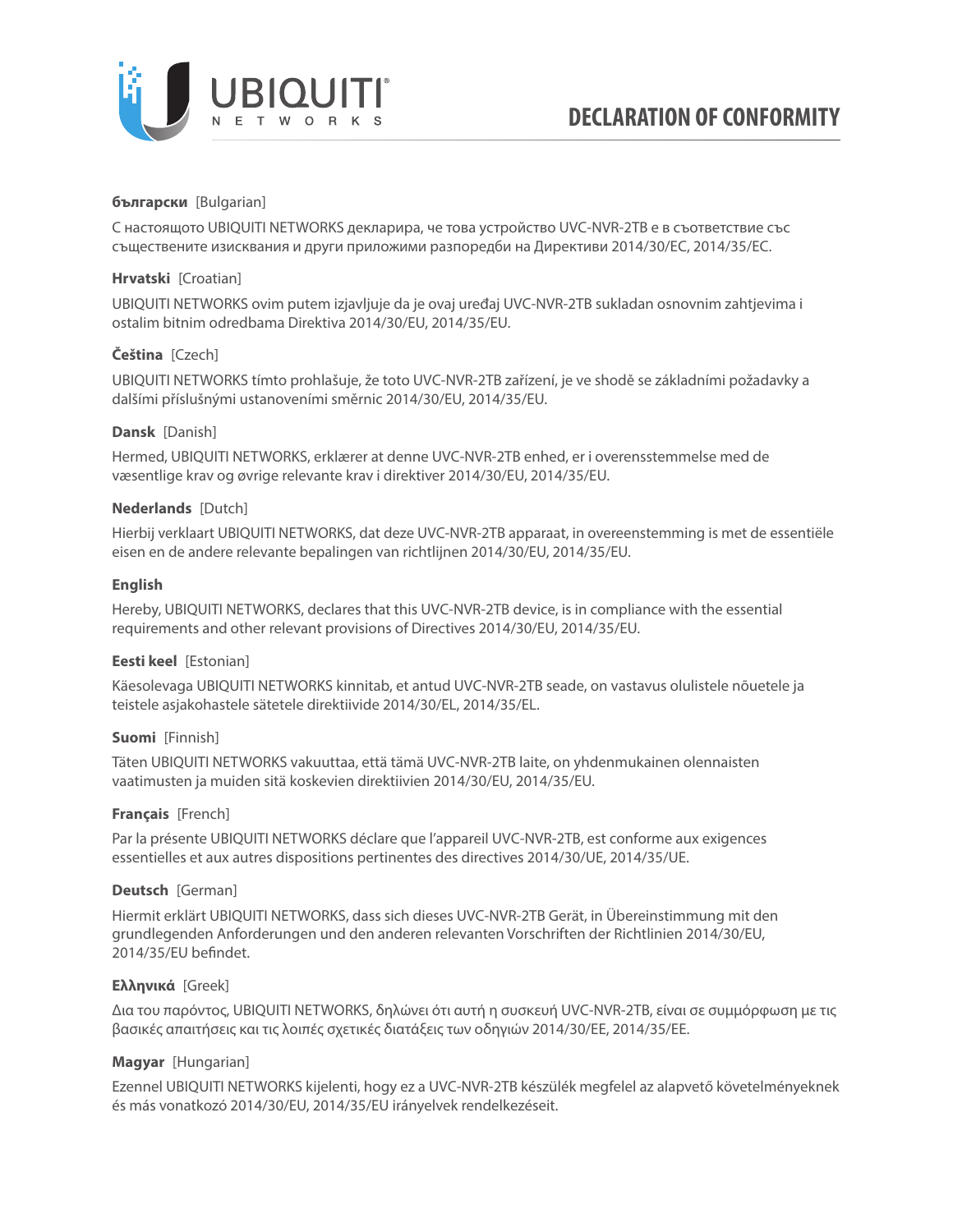# DECLARATION OF CONFORMITY

**български** [Bulgarian]

С настоящото UBIQUITI NETWORKS декларира, че това устройство UVC-NVR-2TB е в съответствие със съществените изисквания и други приложими разпоредби на Директиви 2014/30/ЕС, 2014/35/ЕС.

**Hrvatski** [Croatian]

UBIQUITI NETWORKS ovim putem izjavljuje da je ovaj uređaj UVC-NVR-2TB sukladan osnovnim zahtjevima i ostalim bitnim odredbama Direktiva 2014/30/EU, 2014/35/EU.

**Čeština** [Czech]

UBIQUITI NETWORKS tímto prohlašuje, že toto UVC-NVR-2TB zařízení, je ve shodě se základními požadavky a dalšími příslušnými ustanoveními směrnic 2014/30/EU, 2014/35/EU.

**Dansk** [Danish]

Hermed, UBIQUITI NETWORKS, erklærer at denne UVC-NVR-2TB enhed, er i overensstemmelse med de væsentlige krav og øvrige relevante krav i direktiver 2014/30/EU, 2014/35/EU.

**Nederlands** [Dutch]

Hierbij verklaart UBIQUITI NETWORKS, dat deze UVC-NVR-2TB apparaat, in overeenstemming is met de essentiële eisen en de andere relevante bepalingen van richtlijnen 2014/30/EU, 2014/35/EU.

**English**

Hereby, UBIQUITI NETWORKS, declares that this UVC-NVR-2TB device, is in compliance with the essential requirements and other relevant provisions of Directives 2014/30/EU, 2014/35/EU.

**Eesti keel** [Estonian]

Käesolevaga UBIQUITI NETWORKS kinnitab, et antud UVC-NVR-2TB seade, on vastavus olulistele nõuetele ja teistele asjakohastele sätetele direktiivide 2014/30/EL, 2014/35/EL.

**Suomi** [Finnish]

Täten UBIQUITI NETWORKS vakuuttaa, että tämä UVC-NVR-2TB laite, on yhdenmukainen olennaisten vaatimusten ja muiden sitä koskevien direktiivien 2014/30/EU, 2014/35/EU.

**Français** [French]

Par la présente UBIQUITI NETWORKS déclare que l'appareil UVC-NVR-2TB, est conforme aux exigences essentielles et aux autres dispositions pertinentes des directives 2014/30/UE, 2014/35/UE.

**Deutsch** [German]

Hiermit erklärt UBIQUITI NETWORKS, dass sich dieses UVC-NVR-2TB Gerät, in Übereinstimmung mit den grundlegenden Anforderungen und den anderen relevanten Vorschriften der Richtlinien 2014/30/EU, 2014/35/EU befindet.

**Ελληνικά** [Greek]

Δια του παρόντος, UBIQUITI NETWORKS, δηλώνει ότι αυτή η συσκευή UVC-NVR-2TB, είναι σε συμμόρφωση με τις βασικές απαιτήσεις και τις λοιπές σχετικές διατάξεις των οδηγιών 2014/30/EE, 2014/35/EE.

**Magyar** [Hungarian]

Ezennel UBIQUITI NETWORKS kijelenti, hogy ez a UVC-NVR-2TB készülék megfelel az alapvető követelményeknek és más vonatkozó 2014/30/EU, 2014/35/EU irányelvek rendelkezéseit.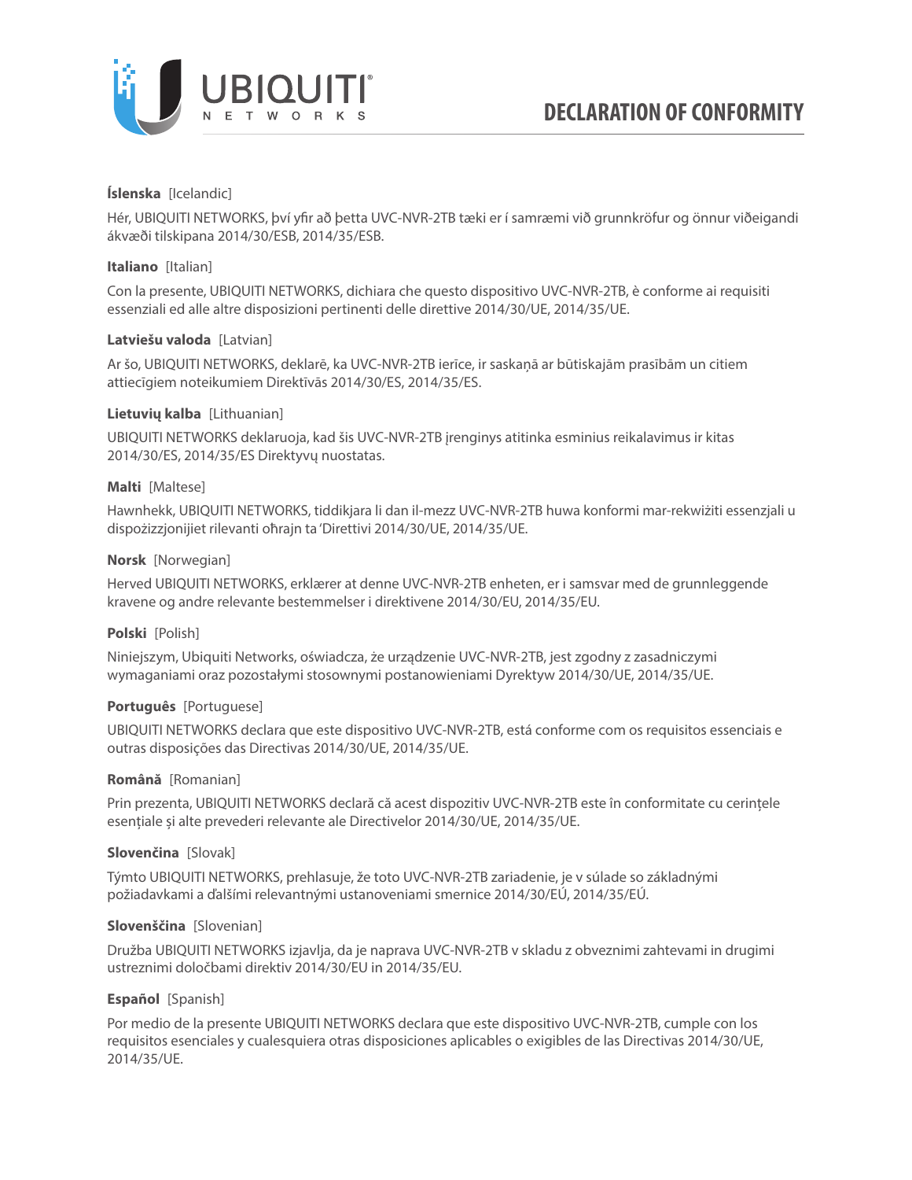# DECLARATION OF CONFORMITY

**Íslenska** [Icelandic]

Hér, UBIQUITI NETWORKS, því yfir að þetta UVC-NVR-2TB tæki er í samræmi við grunnkröfur og önnur viðeigandi ákvæði tilskipana 2014/30/ESB, 2014/35/ESB.

**Italiano** [Italian]

Con la presente, UBIQUITI NETWORKS, dichiara che questo dispositivo UVC-NVR-2TB, è conforme ai requisiti essenziali ed alle altre disposizioni pertinenti delle direttive 2014/30/UE, 2014/35/UE.

**Latviešu valoda** [Latvian]

Ar šo, UBIQUITI NETWORKS, deklarē, ka UVC-NVR-2TB ierīce, ir saskaņā ar būtiskajām prasībām un citiem attiecīgiem noteikumiem Direktīvās 2014/30/ES, 2014/35/ES.

**Lietuvių kalba** [Lithuanian]

UBIQUITI NETWORKS deklaruoja, kad šis UVC-NVR-2TB įrenginys atitinka esminius reikalavimus ir kitas 2014/30/ES, 2014/35/ES Direktyvų nuostatas.

**Malti** [Maltese]

Hawnhekk, UBIQUITI NETWORKS, tiddikjara li dan il-mezz UVC-NVR-2TB huwa konformi mar-rekwiżiti essenzjali u dispożizzjonijiet rilevanti oħrajn ta 'Direttivi 2014/30/UE, 2014/35/UE.

**Norsk** [Norwegian]

Herved UBIQUITI NETWORKS, erklærer at denne UVC-NVR-2TB enheten, er i samsvar med de grunnleggende kravene og andre relevante bestemmelser i direktivene 2014/30/EU, 2014/35/EU.

**Polski** [Polish]

Niniejszym, Ubiquiti Networks, oświadcza, że urządzenie UVC-NVR-2TB, jest zgodny z zasadniczymi wymaganiami oraz pozostałymi stosownymi postanowieniami Dyrektyw 2014/30/UE, 2014/35/UE.

**Português** [Portuguese]

UBIQUITI NETWORKS declara que este dispositivo UVC-NVR-2TB, está conforme com os requisitos essenciais e outras disposições das Directivas 2014/30/UE, 2014/35/UE.

**Română** [Romanian]

Prin prezenta, UBIQUITI NETWORKS declară că acest dispozitiv UVC-NVR-2TB este în conformitate cu cerințele esențiale și alte prevederi relevante ale Directivelor 2014/30/UE, 2014/35/UE.

**Slovenčina** [Slovak]

Týmto UBIQUITI NETWORKS, prehlasuje, že toto UVC-NVR-2TB zariadenie, je v súlade so základnými požiadavkami a ďalšími relevantnými ustanoveniami smernice 2014/30/EÚ, 2014/35/EÚ.

**Slovenščina** [Slovenian]

Družba UBIQUITI NETWORKS izjavlja, da je naprava UVC-NVR-2TB v skladu z obveznimi zahtevami in drugimi ustreznimi določbami direktiv 2014/30/EU in 2014/35/EU.

**Español** [Spanish]

Por medio de la presente UBIQUITI NETWORKS declara que este dispositivo UVC-NVR-2TB, cumple con los requisitos esenciales y cualesquiera otras disposiciones aplicables o exigibles de las Directivas 2014/30/UE, 2014/35/UE.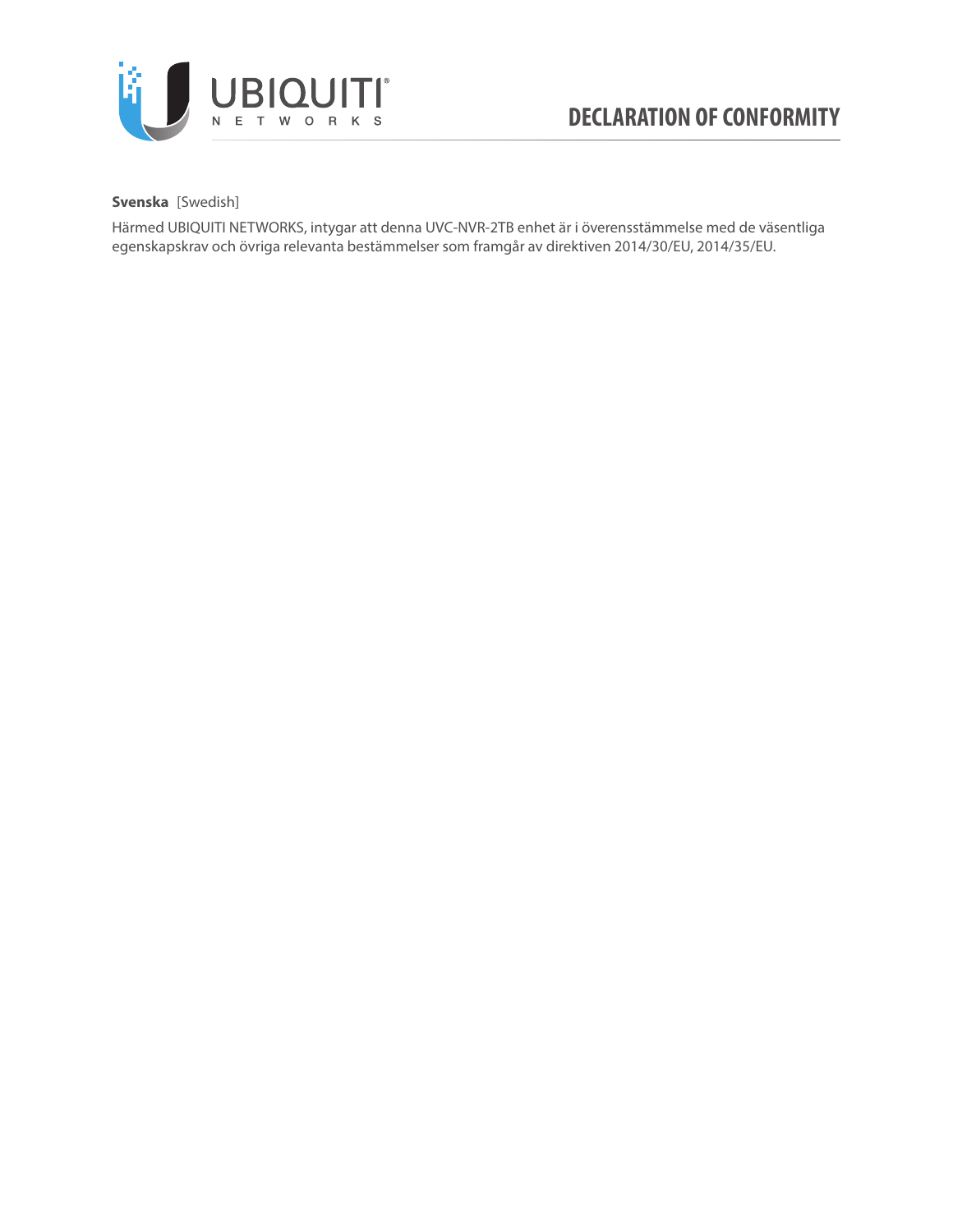**Svenska** [Swedish]

Härmed UBIQUITI NETWORKS, intygar att denna UVC-NVR-2TB enhet är i överensstämmelse med de väsentliga egenskapskrav och övriga relevanta bestämmelser som framgår av direktiven 2014/30/EU, 2014/35/EU.